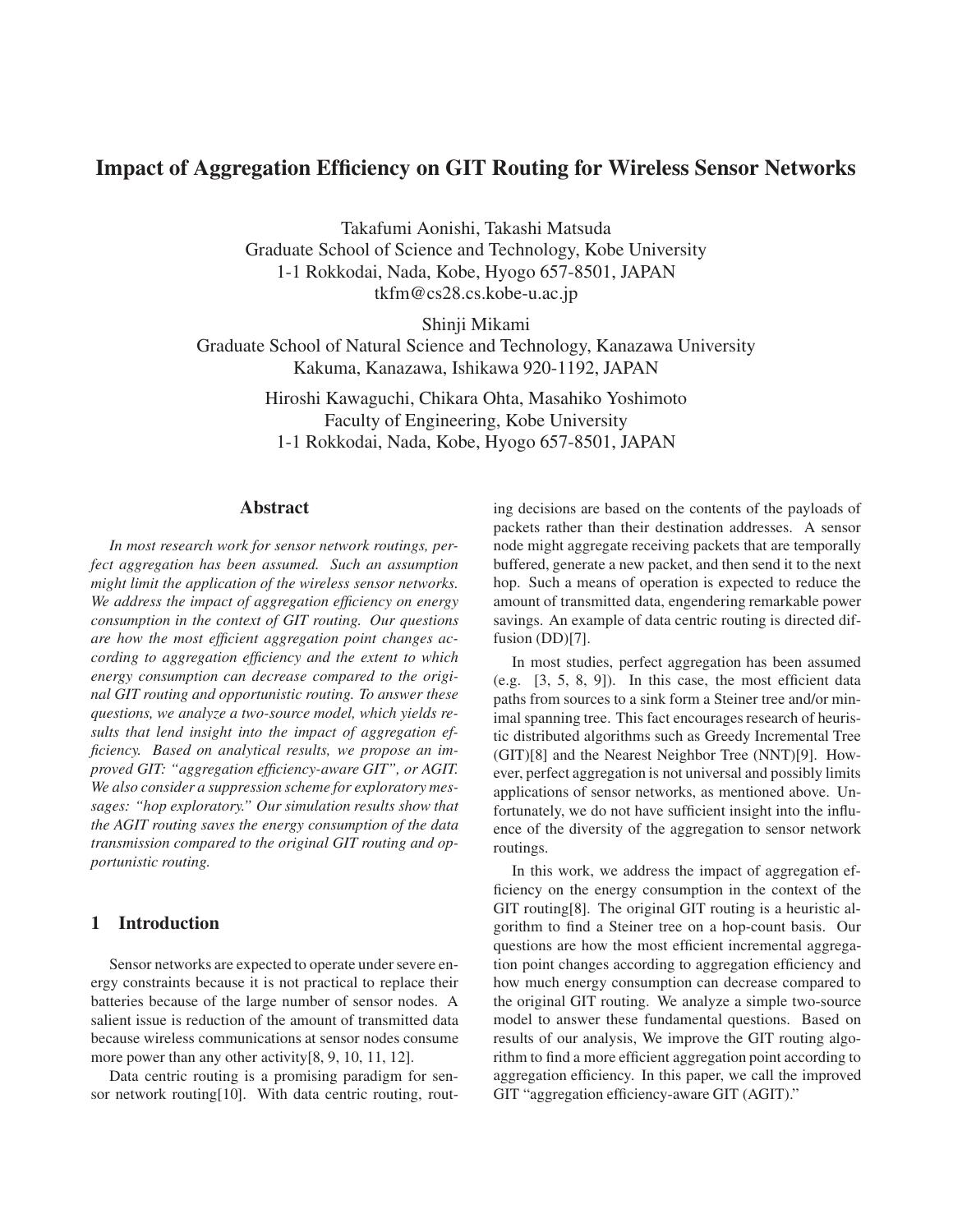# Impact of Aggregation Efficiency on GIT Routing for Wireless Sensor Networks

Takafumi Aonishi, Takashi Matsuda
Graduate School of Science and Technology, Kobe University
1-1 Rokkodai, Nada, Kobe, Hyogo 657-8501, JAPAN
tkfm@cs28.cs.kobe-u.ac.jp

Shinji Mikami
Graduate School of Natural Science and Technology, Kanazawa University
Kakuma, Kanazawa, Ishikawa 920-1192, JAPAN

Hiroshi Kawaguchi, Chikara Ohta, Masahiko Yoshimoto
Faculty of Engineering, Kobe University
1-1 Rokkodai, Nada, Kobe, Hyogo 657-8501, JAPAN

## Abstract

*In most research work for sensor network routings, perfect aggregation has been assumed. Such an assumption might limit the application of the wireless sensor networks. We address the impact of aggregation efficiency on energy consumption in the context of GIT routing. Our questions are how the most efficient aggregation point changes according to aggregation efficiency and the extent to which energy consumption can decrease compared to the original GIT routing and opportunistic routing. To answer these questions, we analyze a two-source model, which yields results that lend insight into the impact of aggregation efficiency. Based on analytical results, we propose an improved GIT: "aggregation efficiency-aware GIT", or AGIT. We also consider a suppression scheme for exploratory messages: "hop exploratory." Our simulation results show that the AGIT routing saves the energy consumption of the data transmission compared to the original GIT routing and opportunistic routing.*

## 1 Introduction

Sensor networks are expected to operate under severe energy constraints because it is not practical to replace their batteries because of the large number of sensor nodes. A salient issue is reduction of the amount of transmitted data because wireless communications at sensor nodes consume more power than any other activity[8, 9, 10, 11, 12].

Data centric routing is a promising paradigm for sensor network routing[10]. With data centric routing, routing decisions are based on the contents of the payloads of packets rather than their destination addresses. A sensor node might aggregate receiving packets that are temporally buffered, generate a new packet, and then send it to the next hop. Such a means of operation is expected to reduce the amount of transmitted data, engendering remarkable power savings. An example of data centric routing is directed diffusion (DD)[7].

In most studies, perfect aggregation has been assumed (e.g. [3, 5, 8, 9]). In this case, the most efficient data paths from sources to a sink form a Steiner tree and/or minimal spanning tree. This fact encourages research of heuristic distributed algorithms such as Greedy Incremental Tree (GIT)[8] and the Nearest Neighbor Tree (NNT)[9]. However, perfect aggregation is not universal and possibly limits applications of sensor networks, as mentioned above. Unfortunately, we do not have sufficient insight into the influence of the diversity of the aggregation to sensor network routings.

In this work, we address the impact of aggregation efficiency on the energy consumption in the context of the GIT routing[8]. The original GIT routing is a heuristic algorithm to find a Steiner tree on a hop-count basis. Our questions are how the most efficient incremental aggregation point changes according to aggregation efficiency and how much energy consumption can decrease compared to the original GIT routing. We analyze a simple two-source model to answer these fundamental questions. Based on results of our analysis, We improve the GIT routing algorithm to find a more efficient aggregation point according to aggregation efficiency. In this paper, we call the improved GIT "aggregation efficiency-aware GIT (AGIT)."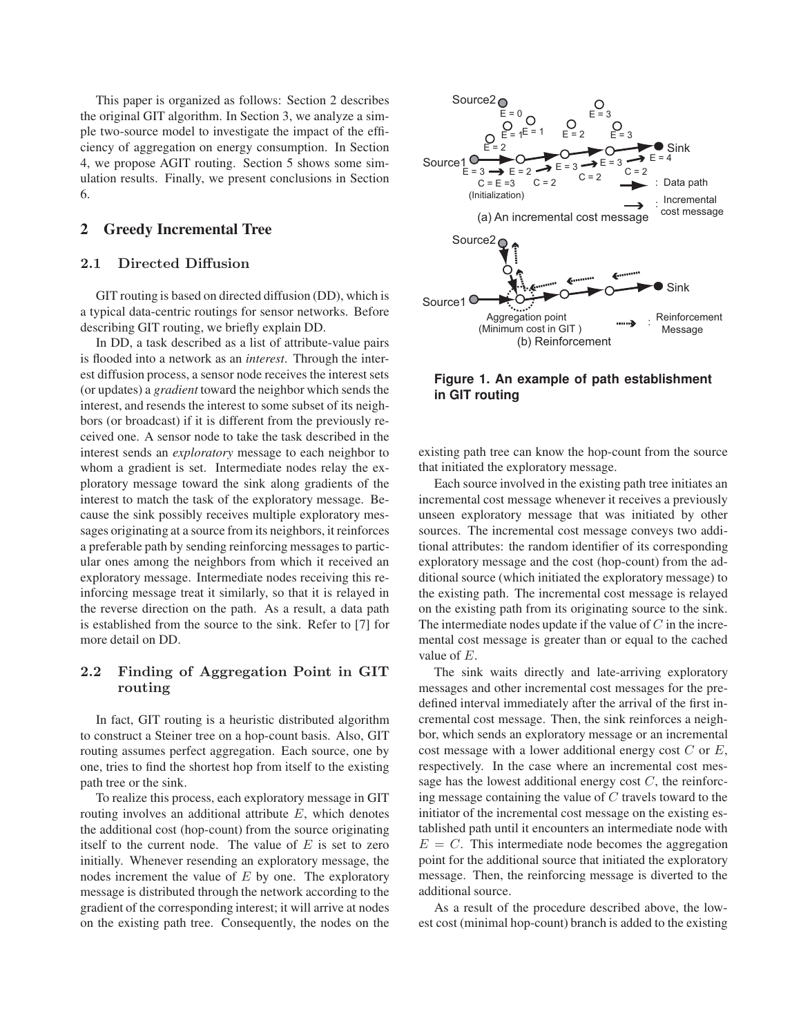This paper is organized as follows: Section 2 describes the original GIT algorithm. In Section 3, we analyze a simple two-source model to investigate the impact of the efficiency of aggregation on energy consumption. In Section 4, we propose AGIT routing. Section 5 shows some simulation results. Finally, we present conclusions in Section 6.

## 2 Greedy Incremental Tree

### 2.1 Directed Diffusion

GIT routing is based on directed diffusion (DD), which is a typical data-centric routings for sensor networks. Before describing GIT routing, we briefly explain DD.

In DD, a task described as a list of attribute-value pairs is flooded into a network as an *interest*. Through the interest diffusion process, a sensor node receives the interest sets (or updates) a *gradient* toward the neighbor which sends the interest, and resends the interest to some subset of its neighbors (or broadcast) if it is different from the previously received one. A sensor node to take the task described in the interest sends an *exploratory* message to each neighbor to whom a gradient is set. Intermediate nodes relay the exploratory message toward the sink along gradients of the interest to match the task of the exploratory message. Because the sink possibly receives multiple exploratory messages originating at a source from its neighbors, it reinforces a preferable path by sending reinforcing messages to particular ones among the neighbors from which it received an exploratory message. Intermediate nodes receiving this reinforcing message treat it similarly, so that it is relayed in the reverse direction on the path. As a result, a data path is established from the source to the sink. Refer to [7] for more detail on DD.

### 2.2 Finding of Aggregation Point in GIT routing

In fact, GIT routing is a heuristic distributed algorithm to construct a Steiner tree on a hop-count basis. Also, GIT routing assumes perfect aggregation. Each source, one by one, tries to find the shortest hop from itself to the existing path tree or the sink.

To realize this process, each exploratory message in GIT routing involves an additional attribute $E$, which denotes the additional cost (hop-count) from the source originating itself to the current node. The value of $E$ is set to zero initially. Whenever resending an exploratory message, the nodes increment the value of $E$ by one. The exploratory message is distributed through the network according to the gradient of the corresponding interest; it will arrive at nodes on the existing path tree. Consequently, the nodes on the existing path tree can know the hop-count from the source that initiated the exploratory message.

Each source involved in the existing path tree initiates an incremental cost message whenever it receives a previously unseen exploratory message that was initiated by other sources. The incremental cost message conveys two additional attributes: the random identifier of its corresponding exploratory message and the cost (hop-count) from the additional source (which initiated the exploratory message) to the existing path. The incremental cost message is relayed on the existing path from its originating source to the sink. The intermediate nodes update if the value of $C$ in the incremental cost message is greater than or equal to the cached value of $E$.

The sink waits directly and late-arriving exploratory messages and other incremental cost messages for the predefined interval immediately after the arrival of the first incremental cost message. Then, the sink reinforces a neighbor, which sends an exploratory message or an incremental cost message with a lower additional energy cost $C$ or $E$, respectively. In the case where an incremental cost message has the lowest additional energy cost $C$, the reinforcing message containing the value of $C$ travels toward to the initiator of the incremental cost message on the existing established path until it encounters an intermediate node with $E = C$. This intermediate node becomes the aggregation point for the additional source that initiated the exploratory message. Then, the reinforcing message is diverted to the additional source.

As a result of the procedure described above, the lowest cost (minimal hop-count) branch is added to the existing

**Figure 1. An example of path establishment in GIT routing**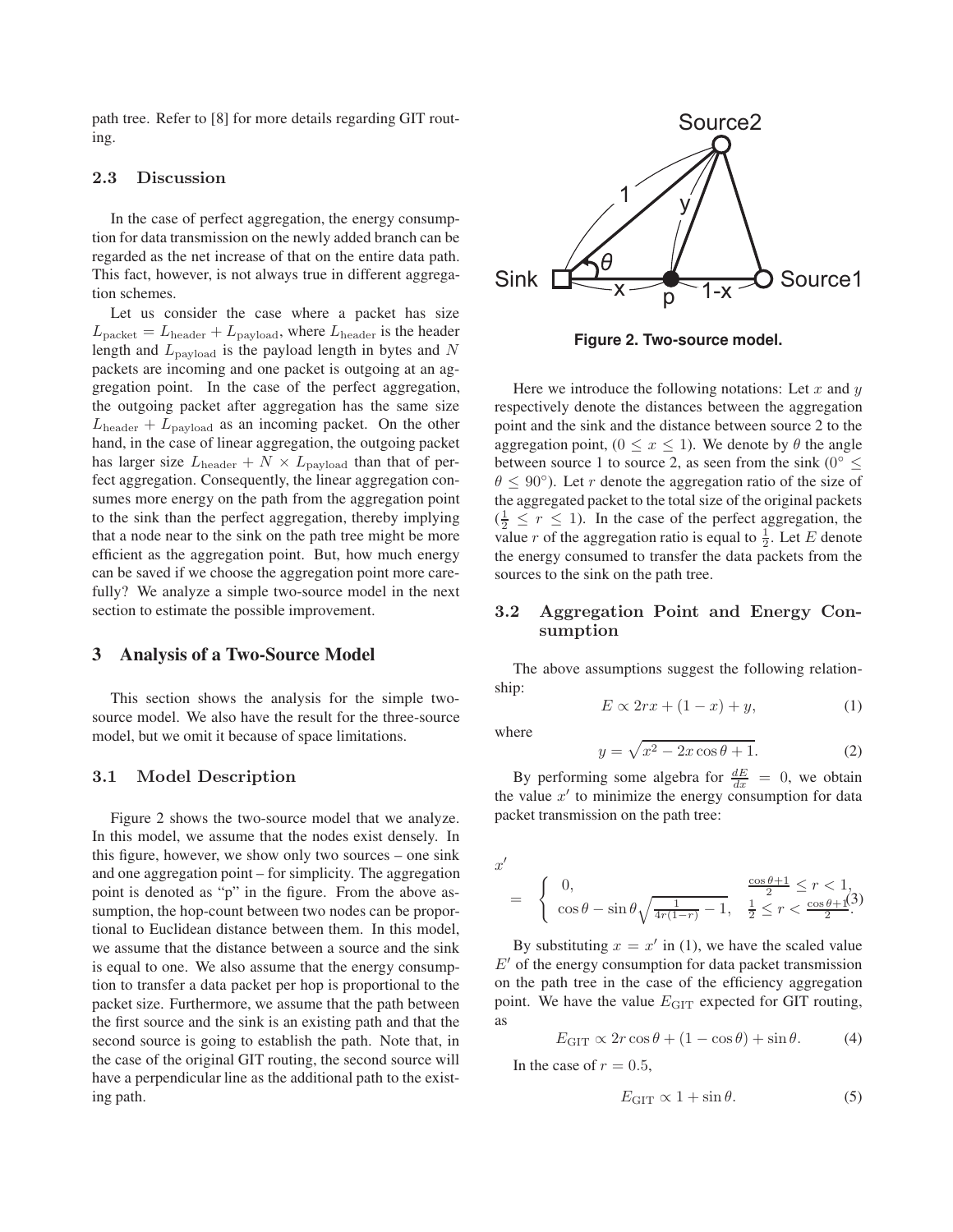path tree. Refer to [8] for more details regarding GIT routing.

### 2.3 Discussion

In the case of perfect aggregation, the energy consumption for data transmission on the newly added branch can be regarded as the net increase of that on the entire data path. This fact, however, is not always true in different aggregation schemes.

Let us consider the case where a packet has size $L_{\mathrm{packet}} = L_{\mathrm{header}} + L_{\mathrm{payload}}$, where $L_{\mathrm{header}}$ is the header length and $L_{\mathrm{payload}}$ is the payload length in bytes and $N$ packets are incoming and one packet is outgoing at an aggregation point. In the case of the perfect aggregation, the outgoing packet after aggregation has the same size $L_{\mathrm{header}} + L_{\mathrm{payload}}$ as an incoming packet. On the other hand, in the case of linear aggregation, the outgoing packet has larger size $L_{\mathrm{header}} + N \times L_{\mathrm{payload}}$ than that of perfect aggregation. Consequently, the linear aggregation consumes more energy on the path from the aggregation point to the sink than the perfect aggregation, thereby implying that a node near to the sink on the path tree might be more efficient as the aggregation point. But, how much energy can be saved if we choose the aggregation point more carefully? We analyze a simple two-source model in the next section to estimate the possible improvement.

## 3 Analysis of a Two-Source Model

This section shows the analysis for the simple two-source model. We also have the result for the three-source model, but we omit it because of space limitations.

### 3.1 Model Description

Figure 2 shows the two-source model that we analyze. In this model, we assume that the nodes exist densely. In this figure, however, we show only two sources – one sink and one aggregation point – for simplicity. The aggregation point is denoted as "p" in the figure. From the above assumption, the hop-count between two nodes can be proportional to Euclidean distance between them. In this model, we assume that the distance between a source and the sink is equal to one. We also assume that the energy consumption to transfer a data packet per hop is proportional to the packet size. Furthermore, we assume that the path between the first source and the sink is an existing path and that the second source is going to establish the path. Note that, in the case of the original GIT routing, the second source will have a perpendicular line as the additional path to the existing path.

**Figure 2. Two-source model.**

Here we introduce the following notations: Let $x$ and $y$ respectively denote the distances between the aggregation point and the sink and the distance between source 2 to the aggregation point, ($0 \le x \le 1$). We denote by $\theta$ the angle between source 1 to source 2, as seen from the sink ($0^\circ \le \theta \le 90^\circ$). Let $r$ denote the aggregation ratio of the size of the aggregated packet to the total size of the original packets ($\frac{1}{2} \le r \le 1$). In the case of the perfect aggregation, the value $r$ of the aggregation ratio is equal to $\frac{1}{2}$. Let $E$ denote the energy consumed to transfer the data packets from the sources to the sink on the path tree.

### 3.2 Aggregation Point and Energy Consumption

The above assumptions suggest the following relationship:

$$E \propto 2rx + (1 - x) + y, \tag{1}$$

where

$$y = \sqrt{x^2 - 2x\cos\theta + 1}. \tag{2}$$

By performing some algebra for $\frac{dE}{dx} = 0$, we obtain the value $x'$ to minimize the energy consumption for data packet transmission on the path tree:

$$x' = \begin{cases} 0, & \frac{\cos\theta + 1}{2} \le r < 1, \\ \cos\theta - \sin\theta\sqrt{\frac{1}{4r(1-r)} - 1}, & \frac{1}{2} \le r < \frac{\cos\theta + 1}{2}. \end{cases} \tag{3}$$

By substituting $x = x'$ in (1), we have the scaled value $E'$ of the energy consumption for data packet transmission on the path tree in the case of the efficiency aggregation point. We have the value $E_{\mathrm{GIT}}$ expected for GIT routing, as

$$E_{\mathrm{GIT}} \propto 2r\cos\theta + (1 - \cos\theta) + \sin\theta. \tag{4}$$

In the case of $r = 0.5$,

$$E_{\mathrm{GIT}} \propto 1 + \sin\theta. \tag{5}$$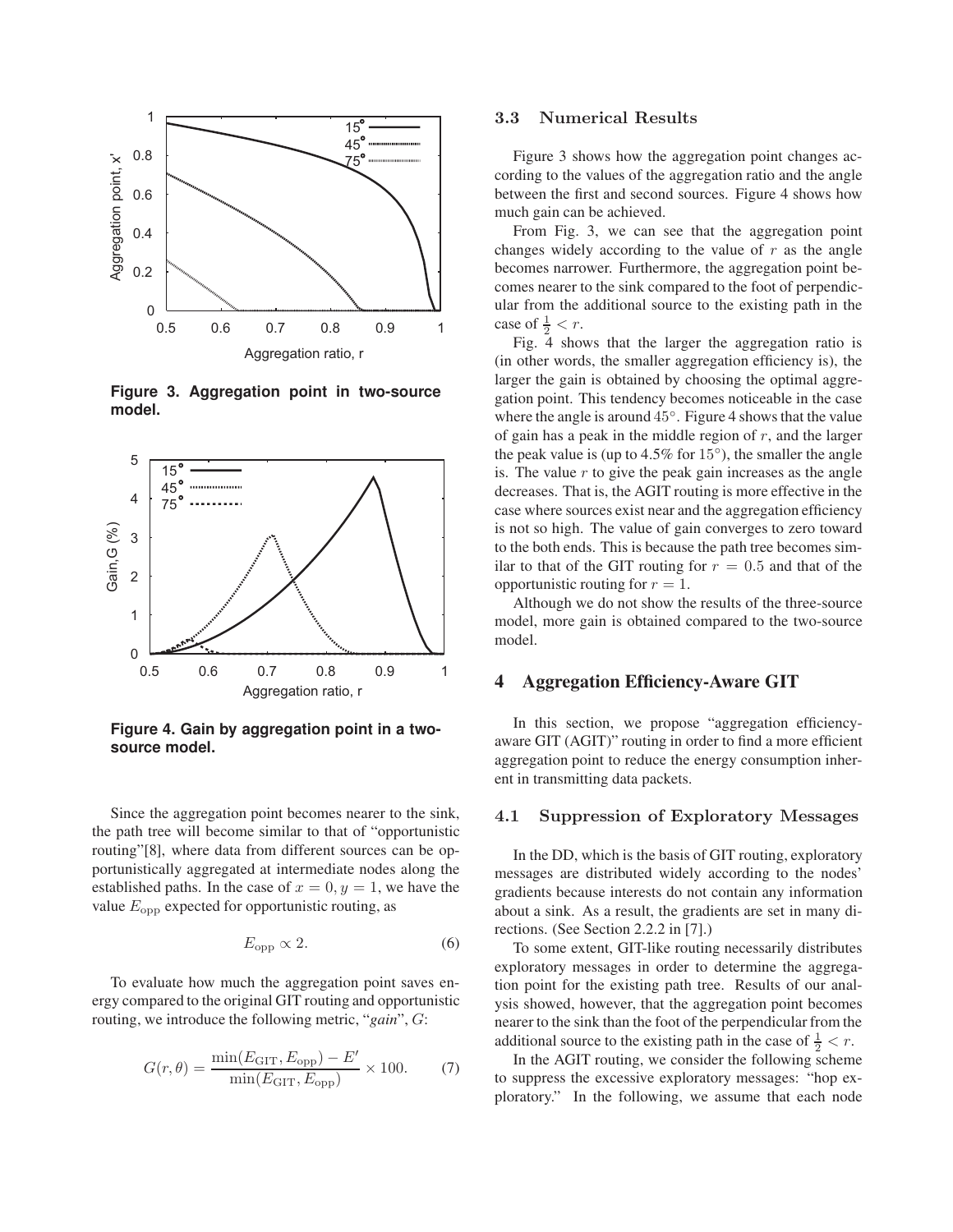Figure 3. Aggregation point in two-source model.

Figure 4. Gain by aggregation point in a two-source model.

Since the aggregation point becomes nearer to the sink, the path tree will become similar to that of "opportunistic routing"[8], where data from different sources can be opportunistically aggregated at intermediate nodes along the established paths. In the case of $x = 0, y = 1$, we have the value $E_{\rm opp}$ expected for opportunistic routing, as

$$E_{\rm opp} \propto 2. \tag{6}$$

To evaluate how much the aggregation point saves energy compared to the original GIT routing and opportunistic routing, we introduce the following metric, "*gain*", $G$:

$$G(r, \theta) = \frac{\min(E_{\rm GIT}, E_{\rm opp}) - E'}{\min(E_{\rm GIT}, E_{\rm opp})} \times 100. \tag{7}$$

### 3.3 Numerical Results

Figure 3 shows how the aggregation point changes according to the values of the aggregation ratio and the angle between the first and second sources. Figure 4 shows how much gain can be achieved.

From Fig. 3, we can see that the aggregation point changes widely according to the value of $r$ as the angle becomes narrower. Furthermore, the aggregation point becomes nearer to the sink compared to the foot of perpendicular from the additional source to the existing path in the case of $\frac{1}{2} < r$.

Fig. 4 shows that the larger the aggregation ratio is (in other words, the smaller aggregation efficiency is), the larger the gain is obtained by choosing the optimal aggregation point. This tendency becomes noticeable in the case where the angle is around $45°$. Figure 4 shows that the value of gain has a peak in the middle region of $r$, and the larger the peak value is (up to 4.5% for $15°$), the smaller the angle is. The value $r$ to give the peak gain increases as the angle decreases. That is, the AGIT routing is more effective in the case where sources exist near and the aggregation efficiency is not so high. The value of gain converges to zero toward to the both ends. This is because the path tree becomes similar to that of the GIT routing for $r = 0.5$ and that of the opportunistic routing for $r = 1$.

Although we do not show the results of the three-source model, more gain is obtained compared to the two-source model.

## 4 Aggregation Efficiency-Aware GIT

In this section, we propose "aggregation efficiency-aware GIT (AGIT)" routing in order to find a more efficient aggregation point to reduce the energy consumption inherent in transmitting data packets.

### 4.1 Suppression of Exploratory Messages

In the DD, which is the basis of GIT routing, exploratory messages are distributed widely according to the nodes' gradients because interests do not contain any information about a sink. As a result, the gradients are set in many directions. (See Section 2.2.2 in [7].)

To some extent, GIT-like routing necessarily distributes exploratory messages in order to determine the aggregation point for the existing path tree. Results of our analysis showed, however, that the aggregation point becomes nearer to the sink than the foot of the perpendicular from the additional source to the existing path in the case of $\frac{1}{2} < r$.

In the AGIT routing, we consider the following scheme to suppress the excessive exploratory messages: "hop exploratory." In the following, we assume that each node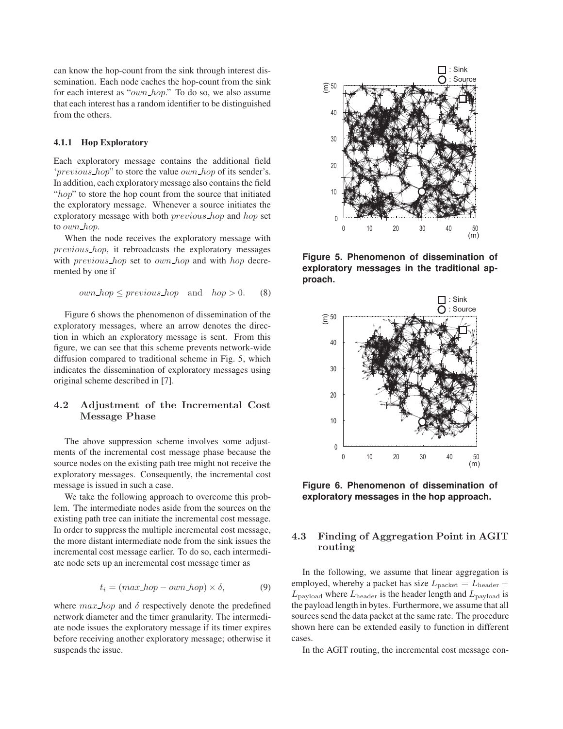can know the hop-count from the sink through interest dissemination. Each node caches the hop-count from the sink for each interest as "$own\_hop$." To do so, we also assume that each interest has a random identifier to be distinguished from the others.

#### 4.1.1 Hop Exploratory

Each exploratory message contains the additional field '$previous\_hop$" to store the value $own\_hop$ of its sender's. In addition, each exploratory message also contains the field "$hop$" to store the hop count from the source that initiated the exploratory message. Whenever a source initiates the exploratory message with both $previous\_hop$ and $hop$ set to $own\_hop$.

When the node receives the exploratory message with $previous\_hop$, it rebroadcasts the exploratory messages with $previous\_hop$ set to $own\_hop$ and with $hop$ decremented by one if

$$own\_hop \leq previous\_hop \quad \text{and} \quad hop > 0. \qquad (8)$$

Figure 6 shows the phenomenon of dissemination of the exploratory messages, where an arrow denotes the direction in which an exploratory message is sent. From this figure, we can see that this scheme prevents network-wide diffusion compared to traditional scheme in Fig. 5, which indicates the dissemination of exploratory messages using original scheme described in [7].

### 4.2 Adjustment of the Incremental Cost Message Phase

The above suppression scheme involves some adjustments of the incremental cost message phase because the source nodes on the existing path tree might not receive the exploratory messages. Consequently, the incremental cost message is issued in such a case.

We take the following approach to overcome this problem. The intermediate nodes aside from the sources on the existing path tree can initiate the incremental cost message. In order to suppress the multiple incremental cost message, the more distant intermediate node from the sink issues the incremental cost message earlier. To do so, each intermediate node sets up an incremental cost message timer as

$$t_i = (max\_hop - own\_hop) \times \delta, \qquad (9)$$

where $max\_hop$ and $\delta$ respectively denote the predefined network diameter and the timer granularity. The intermediate node issues the exploratory message if its timer expires before receiving another exploratory message; otherwise it suspends the issue.

**Figure 5. Phenomenon of dissemination of exploratory messages in the traditional approach.**

**Figure 6. Phenomenon of dissemination of exploratory messages in the hop approach.**

### 4.3 Finding of Aggregation Point in AGIT routing

In the following, we assume that linear aggregation is employed, whereby a packet has size $L_{\text{packet}} = L_{\text{header}} + L_{\text{payload}}$ where $L_{\text{header}}$ is the header length and $L_{\text{payload}}$ is the payload length in bytes. Furthermore, we assume that all sources send the data packet at the same rate. The procedure shown here can be extended easily to function in different cases.

In the AGIT routing, the incremental cost message con-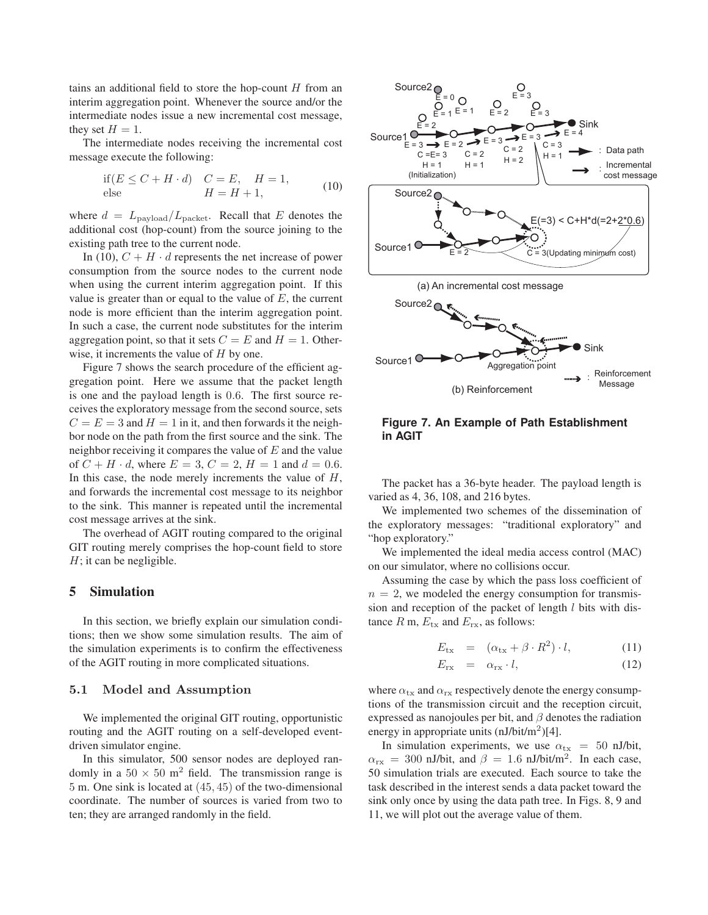tains an additional field to store the hop-count $H$ from an interim aggregation point. Whenever the source and/or the intermediate nodes issue a new incremental cost message, they set $H = 1$.

The intermediate nodes receiving the incremental cost message execute the following:

$$\begin{array}{ll} \text{if}(E \leq C + H \cdot d) & C = E, \quad H = 1, \\ \text{else} & H = H + 1, \end{array} \tag{10}$$

where $d = L_{\text{payload}}/L_{\text{packet}}$. Recall that $E$ denotes the additional cost (hop-count) from the source joining to the existing path tree to the current node.

In (10), $C + H \cdot d$ represents the net increase of power consumption from the source nodes to the current node when using the current interim aggregation point. If this value is greater than or equal to the value of $E$, the current node is more efficient than the interim aggregation point. In such a case, the current node substitutes for the interim aggregation point, so that it sets $C = E$ and $H = 1$. Otherwise, it increments the value of $H$ by one.

Figure 7 shows the search procedure of the efficient aggregation point. Here we assume that the packet length is one and the payload length is 0.6. The first source receives the exploratory message from the second source, sets $C = E = 3$ and $H = 1$ in it, and then forwards it the neighbor node on the path from the first source and the sink. The neighbor receiving it compares the value of $E$ and the value of $C + H \cdot d$, where $E = 3$, $C = 2$, $H = 1$ and $d = 0.6$. In this case, the node merely increments the value of $H$, and forwards the incremental cost message to its neighbor to the sink. This manner is repeated until the incremental cost message arrives at the sink.

The overhead of AGIT routing compared to the original GIT routing merely comprises the hop-count field to store $H$; it can be negligible.

**Figure 7. An Example of Path Establishment in AGIT**

## 5 Simulation

In this section, we briefly explain our simulation conditions; then we show some simulation results. The aim of the simulation experiments is to confirm the effectiveness of the AGIT routing in more complicated situations.

### 5.1 Model and Assumption

We implemented the original GIT routing, opportunistic routing and the AGIT routing on a self-developed event-driven simulator engine.

In this simulator, 500 sensor nodes are deployed randomly in a $50 \times 50$ m$^2$ field. The transmission range is 5 m. One sink is located at $(45, 45)$ of the two-dimensional coordinate. The number of sources is varied from two to ten; they are arranged randomly in the field.

The packet has a 36-byte header. The payload length is varied as 4, 36, 108, and 216 bytes.

We implemented two schemes of the dissemination of the exploratory messages: "traditional exploratory" and "hop exploratory."

We implemented the ideal media access control (MAC) on our simulator, where no collisions occur.

Assuming the case by which the pass loss coefficient of $n = 2$, we modeled the energy consumption for transmission and reception of the packet of length $l$ bits with distance $R$ m, $E_{\text{tx}}$ and $E_{\text{rx}}$, as follows:

$$E_{\text{tx}} = (\alpha_{\text{tx}} + \beta \cdot R^2) \cdot l, \tag{11}$$

$$E_{\text{rx}} = \alpha_{\text{rx}} \cdot l, \tag{12}$$

where $\alpha_{\text{tx}}$ and $\alpha_{\text{rx}}$ respectively denote the energy consumptions of the transmission circuit and the reception circuit, expressed as nanojoules per bit, and $\beta$ denotes the radiation energy in appropriate units (nJ/bit/m$^2$)[4].

In simulation experiments, we use $\alpha_{\text{tx}} = 50$ nJ/bit, $\alpha_{\text{rx}} = 300$ nJ/bit, and $\beta = 1.6$ nJ/bit/m$^2$. In each case, 50 simulation trials are executed. Each source to take the task described in the interest sends a data packet toward the sink only once by using the data path tree. In Figs. 8, 9 and 11, we will plot out the average value of them.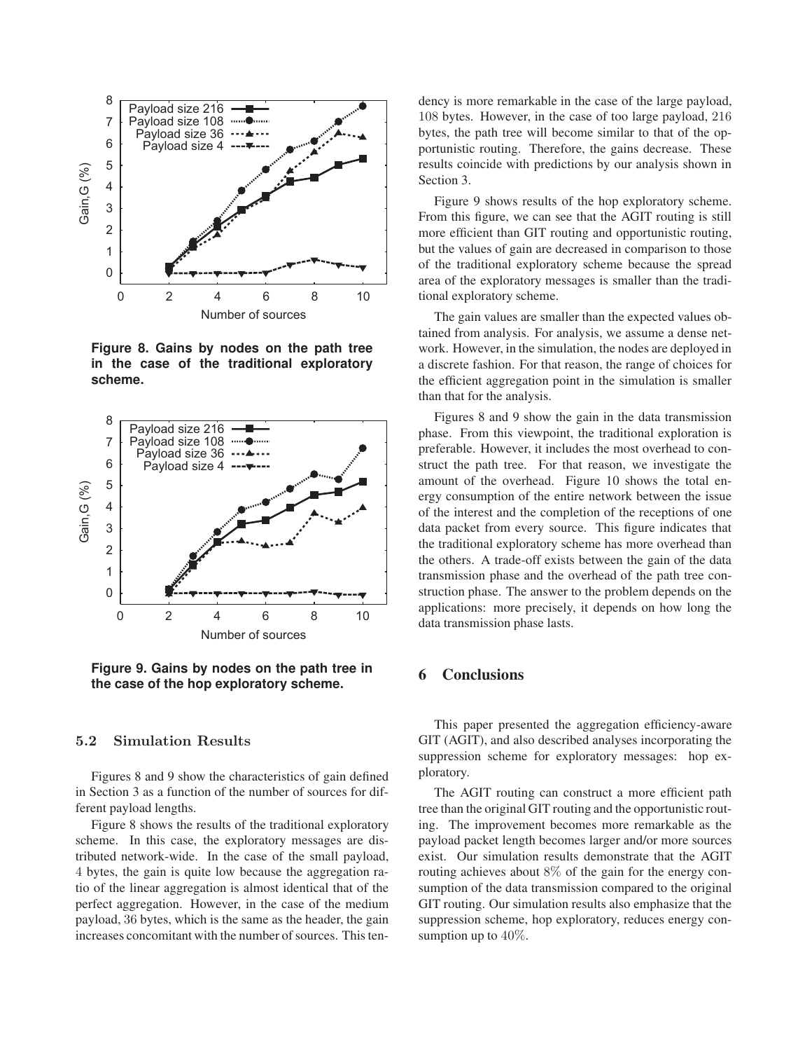Figure 8. Gains by nodes on the path tree in the case of the traditional exploratory scheme.

Figure 9. Gains by nodes on the path tree in the case of the hop exploratory scheme.

### 5.2 Simulation Results

Figures 8 and 9 show the characteristics of gain defined in Section 3 as a function of the number of sources for different payload lengths.

Figure 8 shows the results of the traditional exploratory scheme. In this case, the exploratory messages are distributed network-wide. In the case of the small payload, 4 bytes, the gain is quite low because the aggregation ratio of the linear aggregation is almost identical that of the perfect aggregation. However, in the case of the medium payload, 36 bytes, which is the same as the header, the gain increases concomitant with the number of sources. This tendency is more remarkable in the case of the large payload, 108 bytes. However, in the case of too large payload, 216 bytes, the path tree will become similar to that of the opportunistic routing. Therefore, the gains decrease. These results coincide with predictions by our analysis shown in Section 3.

Figure 9 shows results of the hop exploratory scheme. From this figure, we can see that the AGIT routing is still more efficient than GIT routing and opportunistic routing, but the values of gain are decreased in comparison to those of the traditional exploratory scheme because the spread area of the exploratory messages is smaller than the traditional exploratory scheme.

The gain values are smaller than the expected values obtained from analysis. For analysis, we assume a dense network. However, in the simulation, the nodes are deployed in a discrete fashion. For that reason, the range of choices for the efficient aggregation point in the simulation is smaller than that for the analysis.

Figures 8 and 9 show the gain in the data transmission phase. From this viewpoint, the traditional exploration is preferable. However, it includes the most overhead to construct the path tree. For that reason, we investigate the amount of the overhead. Figure 10 shows the total energy consumption of the entire network between the issue of the interest and the completion of the receptions of one data packet from every source. This figure indicates that the traditional exploratory scheme has more overhead than the others. A trade-off exists between the gain of the data transmission phase and the overhead of the path tree construction phase. The answer to the problem depends on the applications: more precisely, it depends on how long the data transmission phase lasts.

## 6 Conclusions

This paper presented the aggregation efficiency-aware GIT (AGIT), and also described analyses incorporating the suppression scheme for exploratory messages: hop exploratory.

The AGIT routing can construct a more efficient path tree than the original GIT routing and the opportunistic routing. The improvement becomes more remarkable as the payload packet length becomes larger and/or more sources exist. Our simulation results demonstrate that the AGIT routing achieves about 8% of the gain for the energy consumption of the data transmission compared to the original GIT routing. Our simulation results also emphasize that the suppression scheme, hop exploratory, reduces energy consumption up to 40%.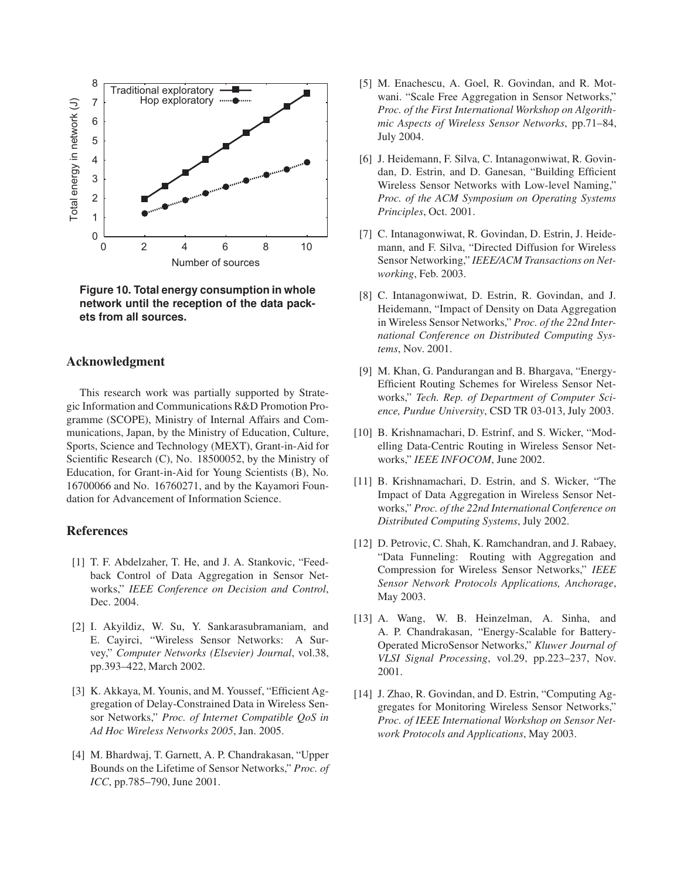8
7
6
5
4
3
2
1
0

0 2 4 6 8 10

Total energy in network (J)

Number of sources

Traditional exploratory
Hop exploratory

**Figure 10. Total energy consumption in whole network until the reception of the data packets from all sources.**

## Acknowledgment

This research work was partially supported by Strategic Information and Communications R&D Promotion Programme (SCOPE), Ministry of Internal Affairs and Communications, Japan, by the Ministry of Education, Culture, Sports, Science and Technology (MEXT), Grant-in-Aid for Scientific Research (C), No. 18500052, by the Ministry of Education, for Grant-in-Aid for Young Scientists (B), No. 16700066 and No. 16760271, and by the Kayamori Foundation for Advancement of Information Science.

## References

[1] T. F. Abdelzaher, T. He, and J. A. Stankovic, "Feedback Control of Data Aggregation in Sensor Networks," *IEEE Conference on Decision and Control*, Dec. 2004.

[2] I. Akyildiz, W. Su, Y. Sankarasubramaniam, and E. Cayirci, "Wireless Sensor Networks: A Survey," *Computer Networks (Elsevier) Journal*, vol.38, pp.393–422, March 2002.

[3] K. Akkaya, M. Younis, and M. Youssef, "Efficient Aggregation of Delay-Constrained Data in Wireless Sensor Networks," *Proc. of Internet Compatible QoS in Ad Hoc Wireless Networks 2005*, Jan. 2005.

[4] M. Bhardwaj, T. Garnett, A. P. Chandrakasan, "Upper Bounds on the Lifetime of Sensor Networks," *Proc. of ICC*, pp.785–790, June 2001.

[5] M. Enachescu, A. Goel, R. Govindan, and R. Motwani. "Scale Free Aggregation in Sensor Networks," *Proc. of the First International Workshop on Algorithmic Aspects of Wireless Sensor Networks*, pp.71–84, July 2004.

[6] J. Heidemann, F. Silva, C. Intanagonwiwat, R. Govindan, D. Estrin, and D. Ganesan, "Building Efficient Wireless Sensor Networks with Low-level Naming," *Proc. of the ACM Symposium on Operating Systems Principles*, Oct. 2001.

[7] C. Intanagonwiwat, R. Govindan, D. Estrin, J. Heidemann, and F. Silva, "Directed Diffusion for Wireless Sensor Networking," *IEEE/ACM Transactions on Networking*, Feb. 2003.

[8] C. Intanagonwiwat, D. Estrin, R. Govindan, and J. Heidemann, "Impact of Density on Data Aggregation in Wireless Sensor Networks," *Proc. of the 22nd International Conference on Distributed Computing Systems*, Nov. 2001.

[9] M. Khan, G. Pandurangan and B. Bhargava, "Energy-Efficient Routing Schemes for Wireless Sensor Networks," *Tech. Rep. of Department of Computer Science, Purdue University*, CSD TR 03-013, July 2003.

[10] B. Krishnamachari, D. Estrinf, and S. Wicker, "Modelling Data-Centric Routing in Wireless Sensor Networks," *IEEE INFOCOM*, June 2002.

[11] B. Krishnamachari, D. Estrin, and S. Wicker, "The Impact of Data Aggregation in Wireless Sensor Networks," *Proc. of the 22nd International Conference on Distributed Computing Systems*, July 2002.

[12] D. Petrovic, C. Shah, K. Ramchandran, and J. Rabaey, "Data Funneling: Routing with Aggregation and Compression for Wireless Sensor Networks," *IEEE Sensor Network Protocols Applications, Anchorage*, May 2003.

[13] A. Wang, W. B. Heinzelman, A. Sinha, and A. P. Chandrakasan, "Energy-Scalable for Battery-Operated MicroSensor Networks," *Kluwer Journal of VLSI Signal Processing*, vol.29, pp.223–237, Nov. 2001.

[14] J. Zhao, R. Govindan, and D. Estrin, "Computing Aggregates for Monitoring Wireless Sensor Networks," *Proc. of IEEE International Workshop on Sensor Network Protocols and Applications*, May 2003.